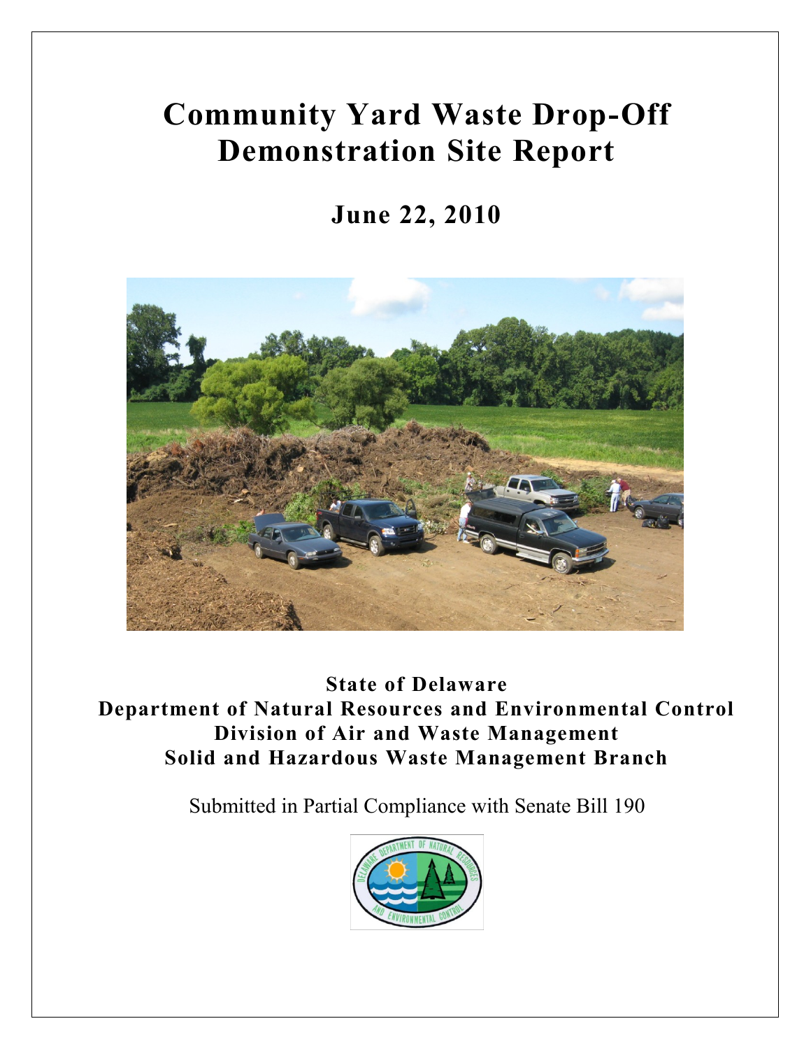# Community Yard Waste Drop-Off Demonstration Site Report

## June 22, 2010

**State of Delaware**
**Department of Natural Resources and Environmental Control**
**Division of Air and Waste Management**
**Solid and Hazardous Waste Management Branch**

Submitted in Partial Compliance with Senate Bill 190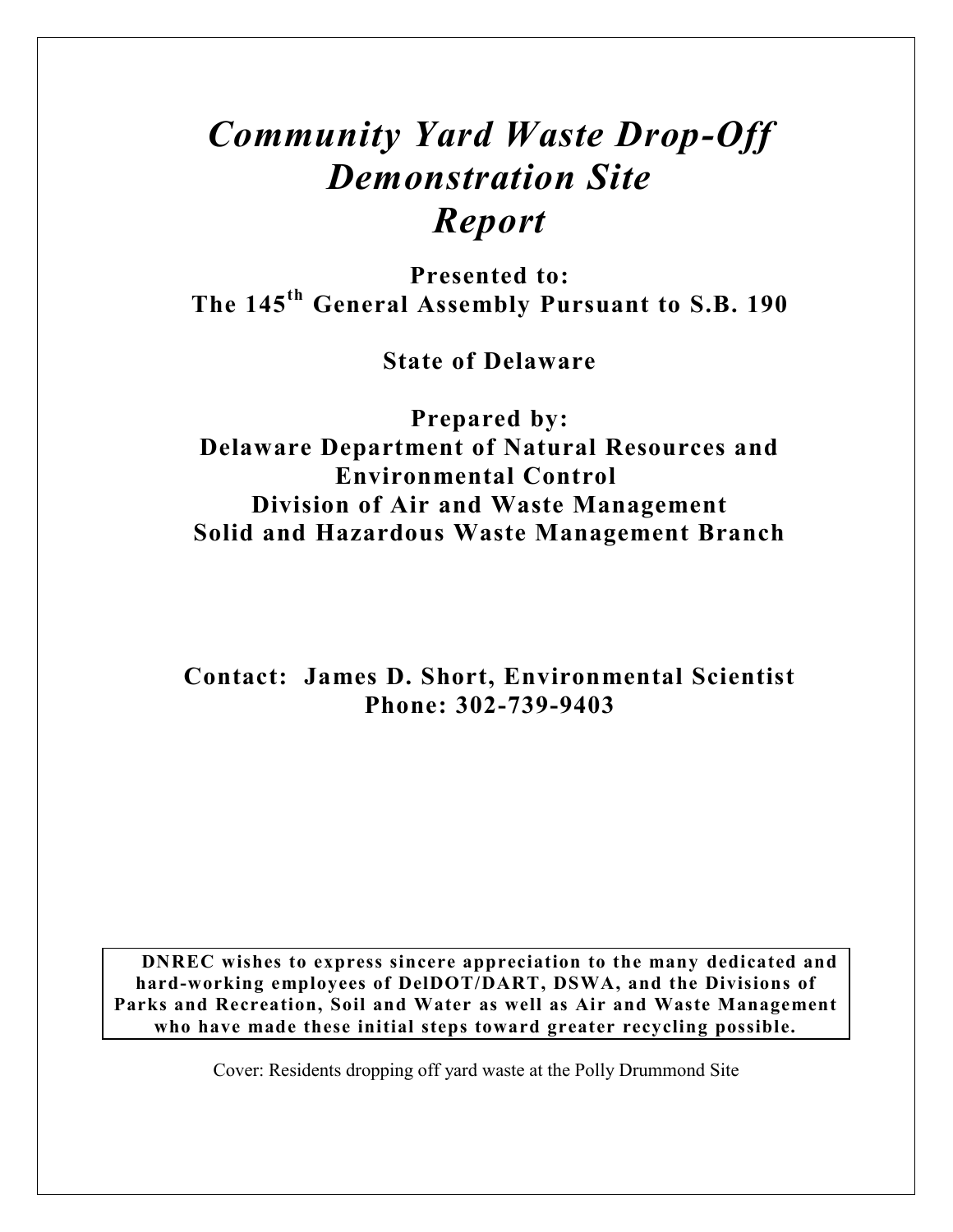# *Community Yard Waste Drop-Off Demonstration Site Report*

**Presented to:**
**The 145th General Assembly Pursuant to S.B. 190**

**State of Delaware**

**Prepared by:**
**Delaware Department of Natural Resources and Environmental Control**
**Division of Air and Waste Management**
**Solid and Hazardous Waste Management Branch**

**Contact: James D. Short, Environmental Scientist**
**Phone: 302-739-9403**

**DNREC wishes to express sincere appreciation to the many dedicated and hard-working employees of DelDOT/DART, DSWA, and the Divisions of Parks and Recreation, Soil and Water as well as Air and Waste Management who have made these initial steps toward greater recycling possible.**

Cover: Residents dropping off yard waste at the Polly Drummond Site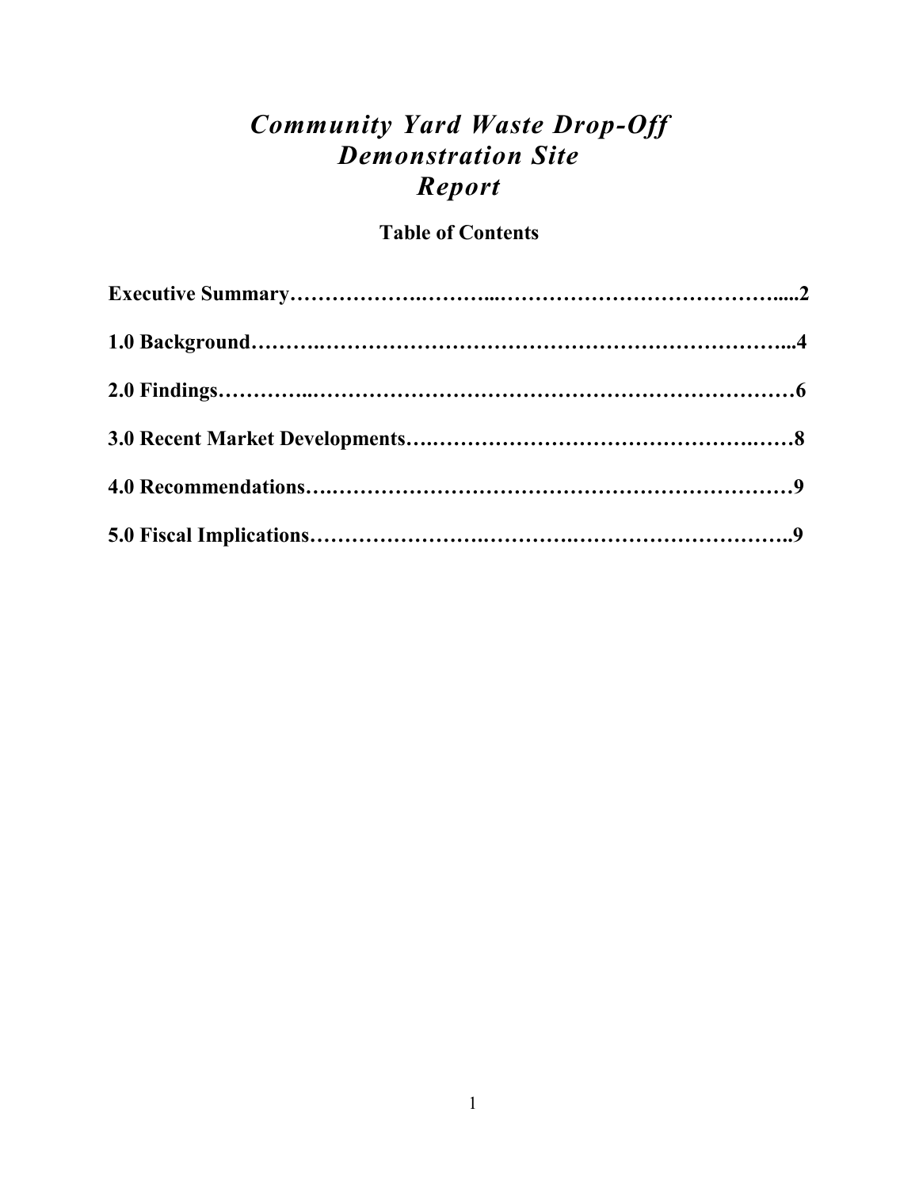# *Community Yard Waste Drop-Off Demonstration Site Report*

## Table of Contents

**Executive Summary……………….………...…………………………………….....2**

**1.0 Background……….………………………………………………………...4**

**2.0 Findings…………..………………………………………………………6**

**3.0 Recent Market Developments….……………………………….……8**

**4.0 Recommendations….………………………………………………………9**

**5.0 Fiscal Implications…………………….………….………………………..9**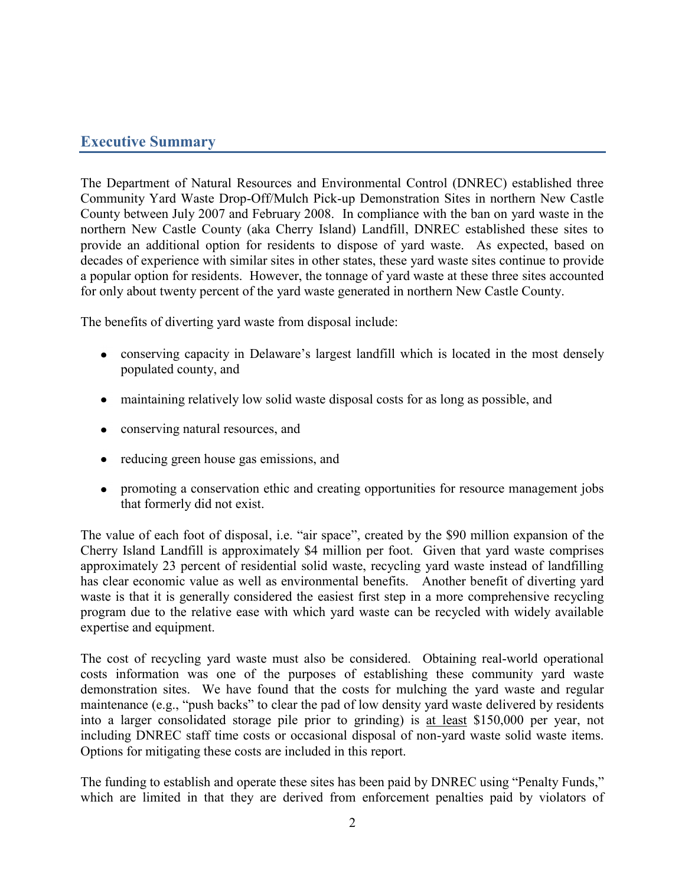## Executive Summary

The Department of Natural Resources and Environmental Control (DNREC) established three Community Yard Waste Drop-Off/Mulch Pick-up Demonstration Sites in northern New Castle County between July 2007 and February 2008. In compliance with the ban on yard waste in the northern New Castle County (aka Cherry Island) Landfill, DNREC established these sites to provide an additional option for residents to dispose of yard waste. As expected, based on decades of experience with similar sites in other states, these yard waste sites continue to provide a popular option for residents. However, the tonnage of yard waste at these three sites accounted for only about twenty percent of the yard waste generated in northern New Castle County.

The benefits of diverting yard waste from disposal include:

- conserving capacity in Delaware's largest landfill which is located in the most densely populated county, and
- maintaining relatively low solid waste disposal costs for as long as possible, and
- conserving natural resources, and
- reducing green house gas emissions, and
- promoting a conservation ethic and creating opportunities for resource management jobs that formerly did not exist.

The value of each foot of disposal, i.e. "air space", created by the $90 million expansion of the Cherry Island Landfill is approximately $4 million per foot. Given that yard waste comprises approximately 23 percent of residential solid waste, recycling yard waste instead of landfilling has clear economic value as well as environmental benefits. Another benefit of diverting yard waste is that it is generally considered the easiest first step in a more comprehensive recycling program due to the relative ease with which yard waste can be recycled with widely available expertise and equipment.

The cost of recycling yard waste must also be considered. Obtaining real-world operational costs information was one of the purposes of establishing these community yard waste demonstration sites. We have found that the costs for mulching the yard waste and regular maintenance (e.g., "push backs" to clear the pad of low density yard waste delivered by residents into a larger consolidated storage pile prior to grinding) is <u>at least</u> $150,000 per year, not including DNREC staff time costs or occasional disposal of non-yard waste solid waste items. Options for mitigating these costs are included in this report.

The funding to establish and operate these sites has been paid by DNREC using "Penalty Funds," which are limited in that they are derived from enforcement penalties paid by violators of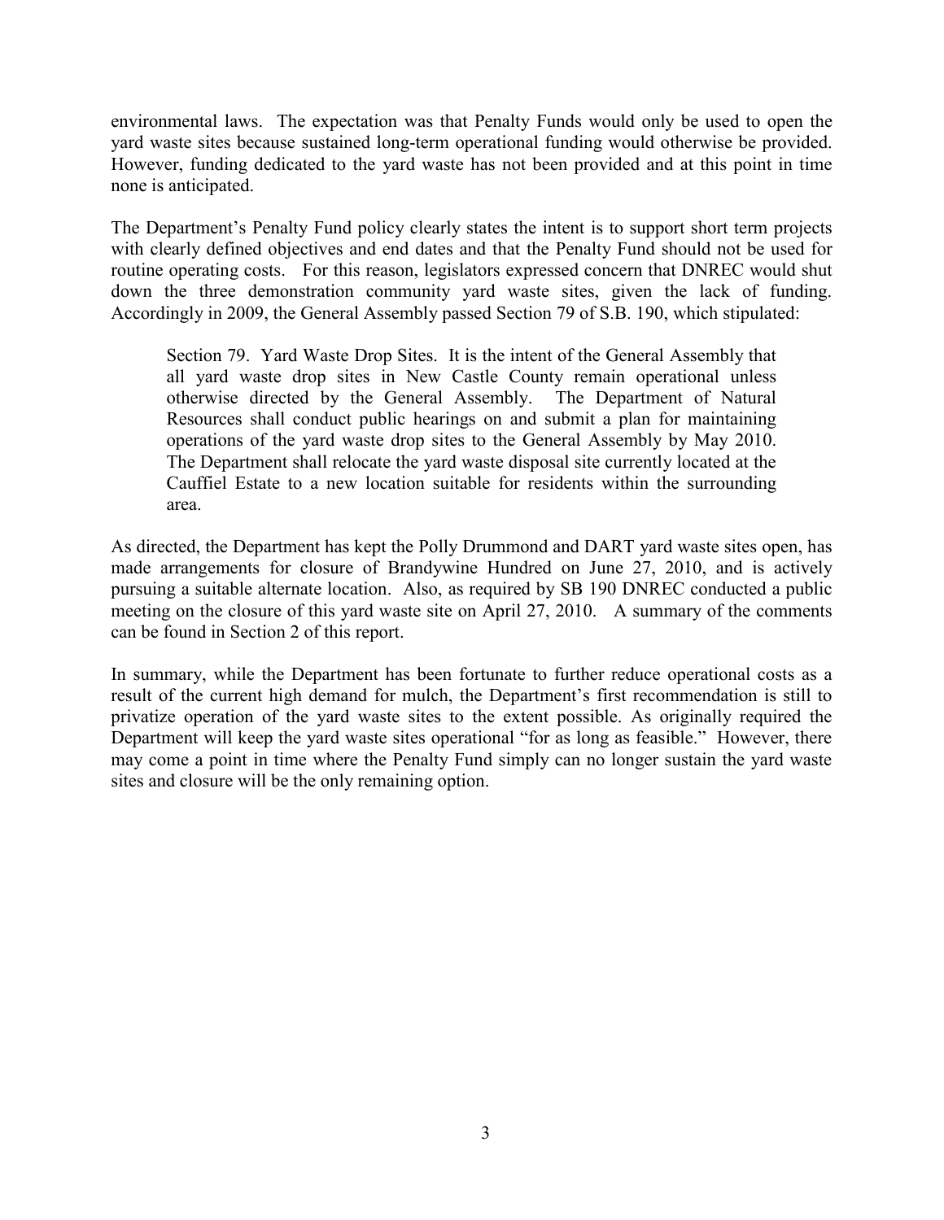environmental laws. The expectation was that Penalty Funds would only be used to open the yard waste sites because sustained long-term operational funding would otherwise be provided. However, funding dedicated to the yard waste has not been provided and at this point in time none is anticipated.

The Department's Penalty Fund policy clearly states the intent is to support short term projects with clearly defined objectives and end dates and that the Penalty Fund should not be used for routine operating costs. For this reason, legislators expressed concern that DNREC would shut down the three demonstration community yard waste sites, given the lack of funding. Accordingly in 2009, the General Assembly passed Section 79 of S.B. 190, which stipulated:

> Section 79. Yard Waste Drop Sites. It is the intent of the General Assembly that all yard waste drop sites in New Castle County remain operational unless otherwise directed by the General Assembly. The Department of Natural Resources shall conduct public hearings on and submit a plan for maintaining operations of the yard waste drop sites to the General Assembly by May 2010. The Department shall relocate the yard waste disposal site currently located at the Cauffiel Estate to a new location suitable for residents within the surrounding area.

As directed, the Department has kept the Polly Drummond and DART yard waste sites open, has made arrangements for closure of Brandywine Hundred on June 27, 2010, and is actively pursuing a suitable alternate location. Also, as required by SB 190 DNREC conducted a public meeting on the closure of this yard waste site on April 27, 2010. A summary of the comments can be found in Section 2 of this report.

In summary, while the Department has been fortunate to further reduce operational costs as a result of the current high demand for mulch, the Department's first recommendation is still to privatize operation of the yard waste sites to the extent possible. As originally required the Department will keep the yard waste sites operational "for as long as feasible." However, there may come a point in time where the Penalty Fund simply can no longer sustain the yard waste sites and closure will be the only remaining option.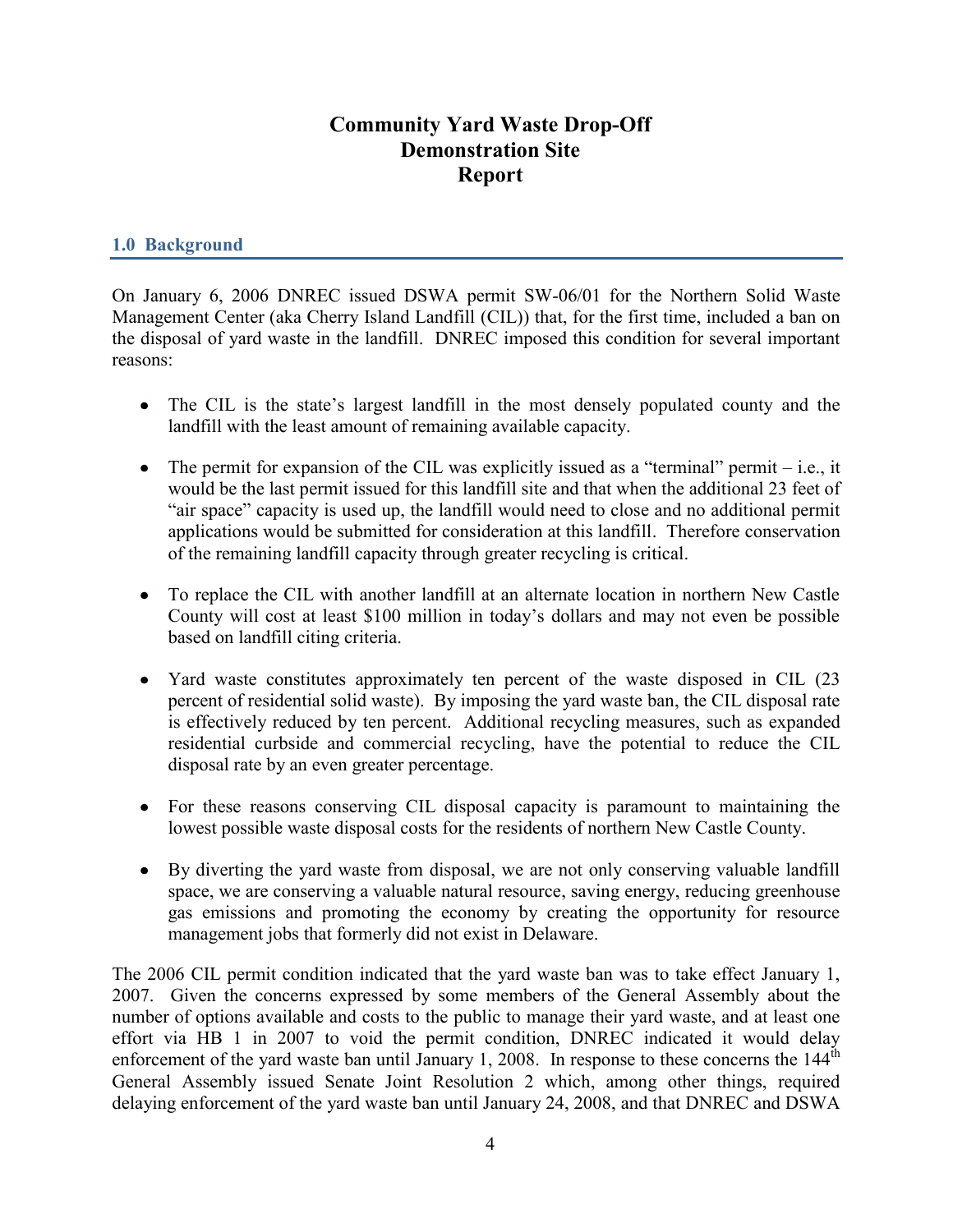# Community Yard Waste Drop-Off Demonstration Site Report

## 1.0 Background

On January 6, 2006 DNREC issued DSWA permit SW-06/01 for the Northern Solid Waste Management Center (aka Cherry Island Landfill (CIL)) that, for the first time, included a ban on the disposal of yard waste in the landfill. DNREC imposed this condition for several important reasons:

- The CIL is the state's largest landfill in the most densely populated county and the landfill with the least amount of remaining available capacity.
- The permit for expansion of the CIL was explicitly issued as a "terminal" permit – i.e., it would be the last permit issued for this landfill site and that when the additional 23 feet of "air space" capacity is used up, the landfill would need to close and no additional permit applications would be submitted for consideration at this landfill. Therefore conservation of the remaining landfill capacity through greater recycling is critical.
- To replace the CIL with another landfill at an alternate location in northern New Castle County will cost at least $100 million in today's dollars and may not even be possible based on landfill citing criteria.
- Yard waste constitutes approximately ten percent of the waste disposed in CIL (23 percent of residential solid waste). By imposing the yard waste ban, the CIL disposal rate is effectively reduced by ten percent. Additional recycling measures, such as expanded residential curbside and commercial recycling, have the potential to reduce the CIL disposal rate by an even greater percentage.
- For these reasons conserving CIL disposal capacity is paramount to maintaining the lowest possible waste disposal costs for the residents of northern New Castle County.
- By diverting the yard waste from disposal, we are not only conserving valuable landfill space, we are conserving a valuable natural resource, saving energy, reducing greenhouse gas emissions and promoting the economy by creating the opportunity for resource management jobs that formerly did not exist in Delaware.

The 2006 CIL permit condition indicated that the yard waste ban was to take effect January 1, 2007. Given the concerns expressed by some members of the General Assembly about the number of options available and costs to the public to manage their yard waste, and at least one effort via HB 1 in 2007 to void the permit condition, DNREC indicated it would delay enforcement of the yard waste ban until January 1, 2008. In response to these concerns the 144th General Assembly issued Senate Joint Resolution 2 which, among other things, required delaying enforcement of the yard waste ban until January 24, 2008, and that DNREC and DSWA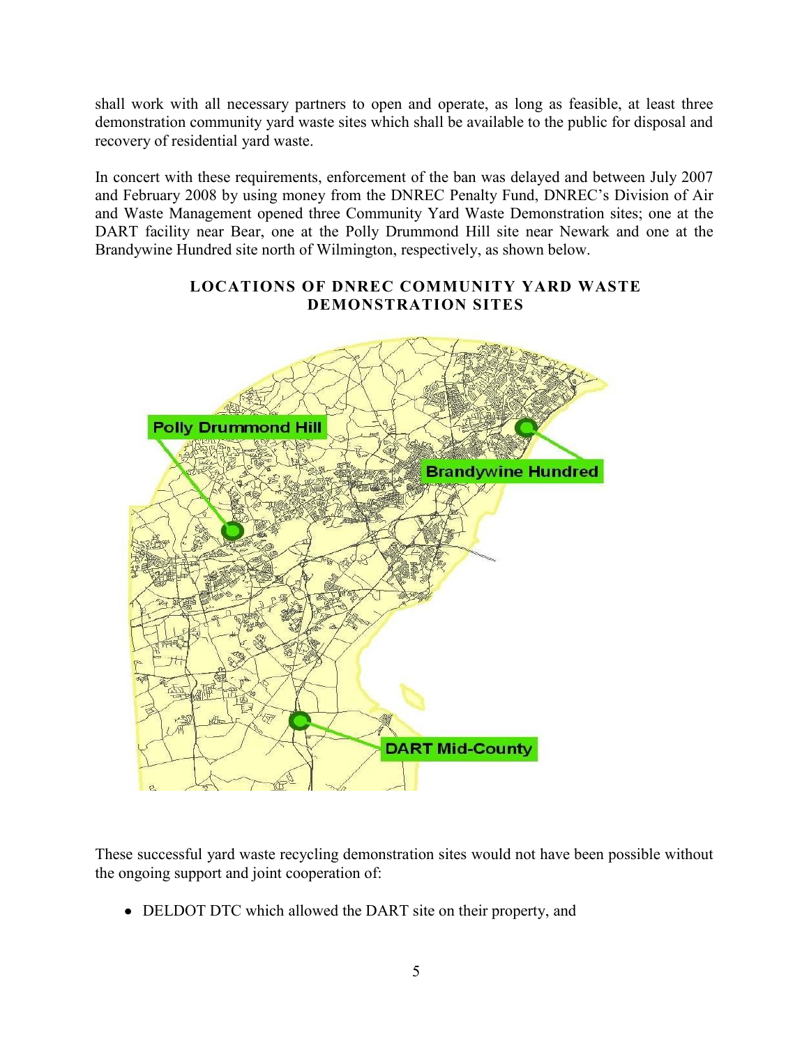shall work with all necessary partners to open and operate, as long as feasible, at least three demonstration community yard waste sites which shall be available to the public for disposal and recovery of residential yard waste.

In concert with these requirements, enforcement of the ban was delayed and between July 2007 and February 2008 by using money from the DNREC Penalty Fund, DNREC's Division of Air and Waste Management opened three Community Yard Waste Demonstration sites; one at the DART facility near Bear, one at the Polly Drummond Hill site near Newark and one at the Brandywine Hundred site north of Wilmington, respectively, as shown below.

**LOCATIONS OF DNREC COMMUNITY YARD WASTE DEMONSTRATION SITES**

Polly Drummond Hill

Brandywine Hundred

DART Mid-County

These successful yard waste recycling demonstration sites would not have been possible without the ongoing support and joint cooperation of:

- DELDOT DTC which allowed the DART site on their property, and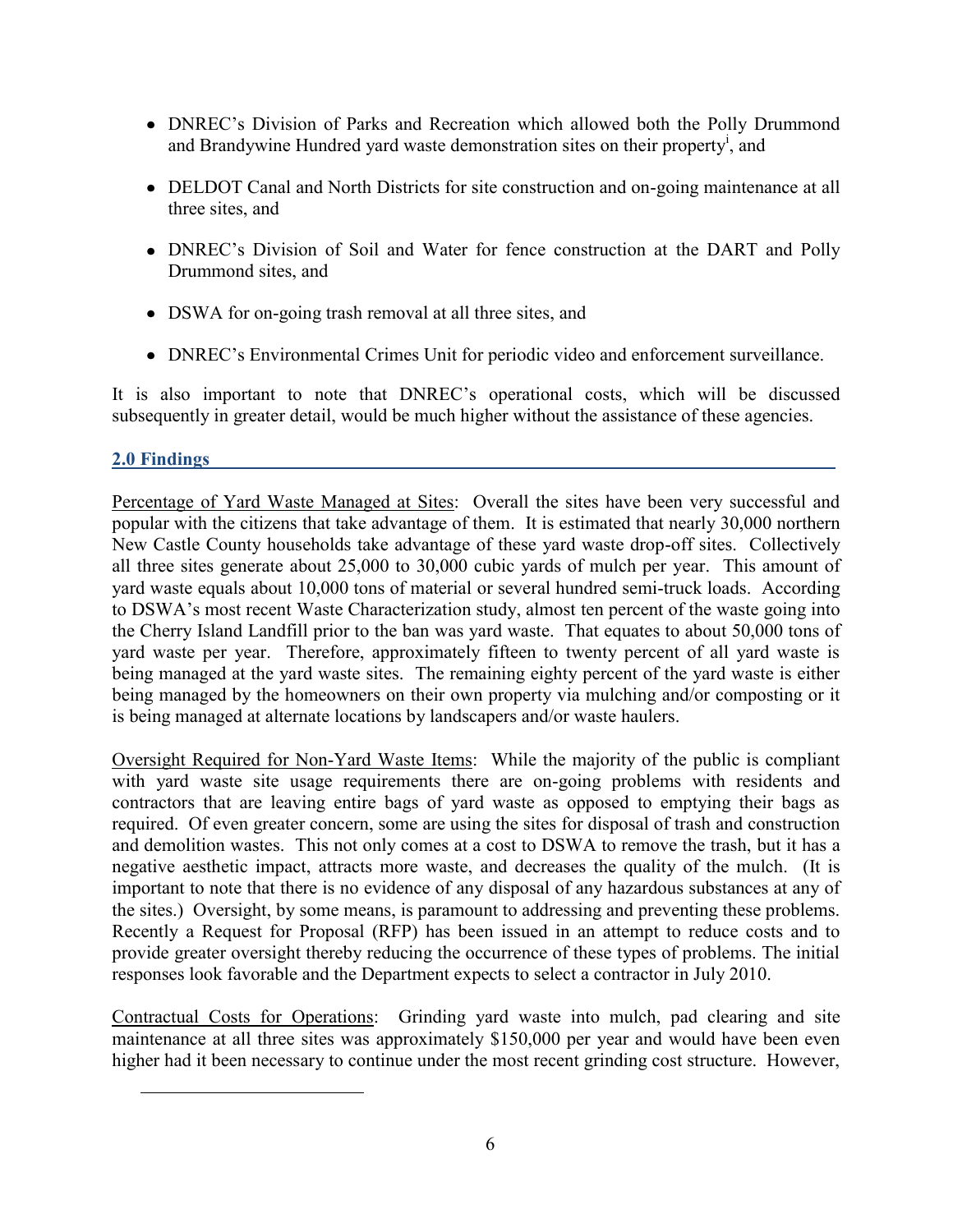- DNREC's Division of Parks and Recreation which allowed both the Polly Drummond and Brandywine Hundred yard waste demonstration sites on their property[i], and
- DELDOT Canal and North Districts for site construction and on-going maintenance at all three sites, and
- DNREC's Division of Soil and Water for fence construction at the DART and Polly Drummond sites, and
- DSWA for on-going trash removal at all three sites, and
- DNREC's Environmental Crimes Unit for periodic video and enforcement surveillance.

It is also important to note that DNREC's operational costs, which will be discussed subsequently in greater detail, would be much higher without the assistance of these agencies.

## 2.0 Findings

Percentage of Yard Waste Managed at Sites: Overall the sites have been very successful and popular with the citizens that take advantage of them. It is estimated that nearly 30,000 northern New Castle County households take advantage of these yard waste drop-off sites. Collectively all three sites generate about 25,000 to 30,000 cubic yards of mulch per year. This amount of yard waste equals about 10,000 tons of material or several hundred semi-truck loads. According to DSWA's most recent Waste Characterization study, almost ten percent of the waste going into the Cherry Island Landfill prior to the ban was yard waste. That equates to about 50,000 tons of yard waste per year. Therefore, approximately fifteen to twenty percent of all yard waste is being managed at the yard waste sites. The remaining eighty percent of the yard waste is either being managed by the homeowners on their own property via mulching and/or composting or it is being managed at alternate locations by landscapers and/or waste haulers.

Oversight Required for Non-Yard Waste Items: While the majority of the public is compliant with yard waste site usage requirements there are on-going problems with residents and contractors that are leaving entire bags of yard waste as opposed to emptying their bags as required. Of even greater concern, some are using the sites for disposal of trash and construction and demolition wastes. This not only comes at a cost to DSWA to remove the trash, but it has a negative aesthetic impact, attracts more waste, and decreases the quality of the mulch. (It is important to note that there is no evidence of any disposal of any hazardous substances at any of the sites.) Oversight, by some means, is paramount to addressing and preventing these problems. Recently a Request for Proposal (RFP) has been issued in an attempt to reduce costs and to provide greater oversight thereby reducing the occurrence of these types of problems. The initial responses look favorable and the Department expects to select a contractor in July 2010.

Contractual Costs for Operations: Grinding yard waste into mulch, pad clearing and site maintenance at all three sites was approximately $150,000 per year and would have been even higher had it been necessary to continue under the most recent grinding cost structure. However,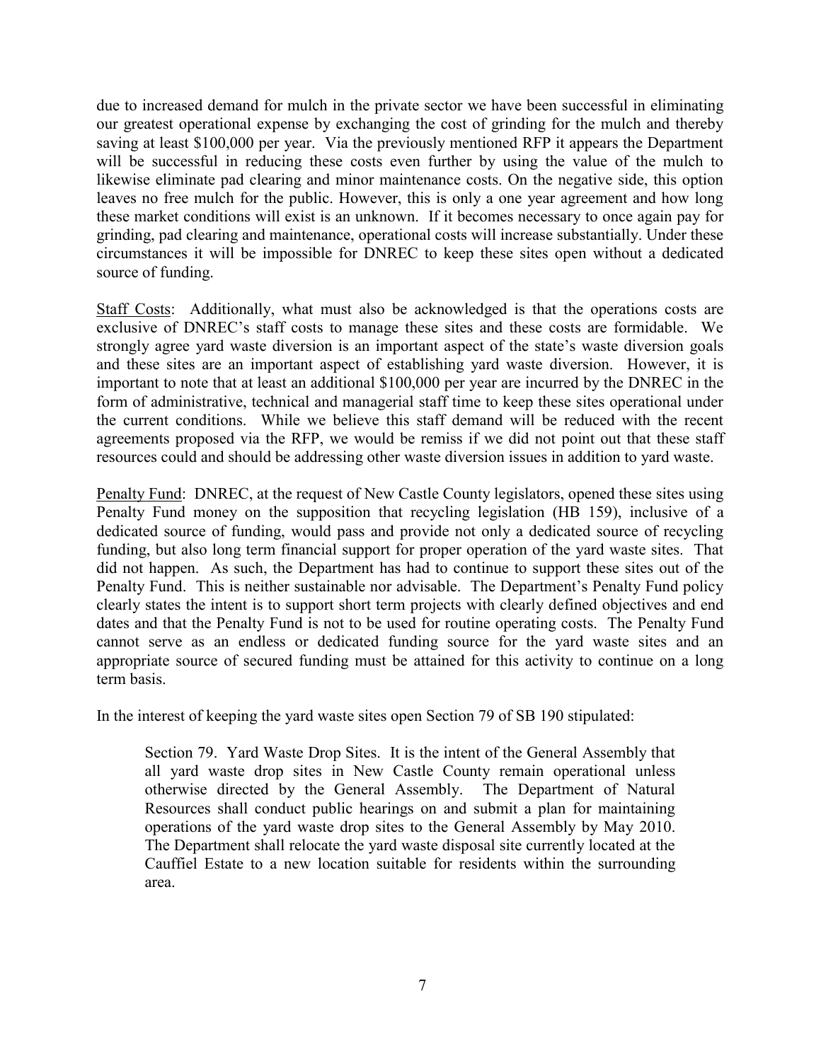due to increased demand for mulch in the private sector we have been successful in eliminating our greatest operational expense by exchanging the cost of grinding for the mulch and thereby saving at least $100,000 per year. Via the previously mentioned RFP it appears the Department will be successful in reducing these costs even further by using the value of the mulch to likewise eliminate pad clearing and minor maintenance costs. On the negative side, this option leaves no free mulch for the public. However, this is only a one year agreement and how long these market conditions will exist is an unknown. If it becomes necessary to once again pay for grinding, pad clearing and maintenance, operational costs will increase substantially. Under these circumstances it will be impossible for DNREC to keep these sites open without a dedicated source of funding.

<u>Staff Costs</u>: Additionally, what must also be acknowledged is that the operations costs are exclusive of DNREC's staff costs to manage these sites and these costs are formidable. We strongly agree yard waste diversion is an important aspect of the state's waste diversion goals and these sites are an important aspect of establishing yard waste diversion. However, it is important to note that at least an additional $100,000 per year are incurred by the DNREC in the form of administrative, technical and managerial staff time to keep these sites operational under the current conditions. While we believe this staff demand will be reduced with the recent agreements proposed via the RFP, we would be remiss if we did not point out that these staff resources could and should be addressing other waste diversion issues in addition to yard waste.

<u>Penalty Fund</u>: DNREC, at the request of New Castle County legislators, opened these sites using Penalty Fund money on the supposition that recycling legislation (HB 159), inclusive of a dedicated source of funding, would pass and provide not only a dedicated source of recycling funding, but also long term financial support for proper operation of the yard waste sites. That did not happen. As such, the Department has had to continue to support these sites out of the Penalty Fund. This is neither sustainable nor advisable. The Department's Penalty Fund policy clearly states the intent is to support short term projects with clearly defined objectives and end dates and that the Penalty Fund is not to be used for routine operating costs. The Penalty Fund cannot serve as an endless or dedicated funding source for the yard waste sites and an appropriate source of secured funding must be attained for this activity to continue on a long term basis.

In the interest of keeping the yard waste sites open Section 79 of SB 190 stipulated:

> Section 79. Yard Waste Drop Sites. It is the intent of the General Assembly that all yard waste drop sites in New Castle County remain operational unless otherwise directed by the General Assembly. The Department of Natural Resources shall conduct public hearings on and submit a plan for maintaining operations of the yard waste drop sites to the General Assembly by May 2010. The Department shall relocate the yard waste disposal site currently located at the Cauffiel Estate to a new location suitable for residents within the surrounding area.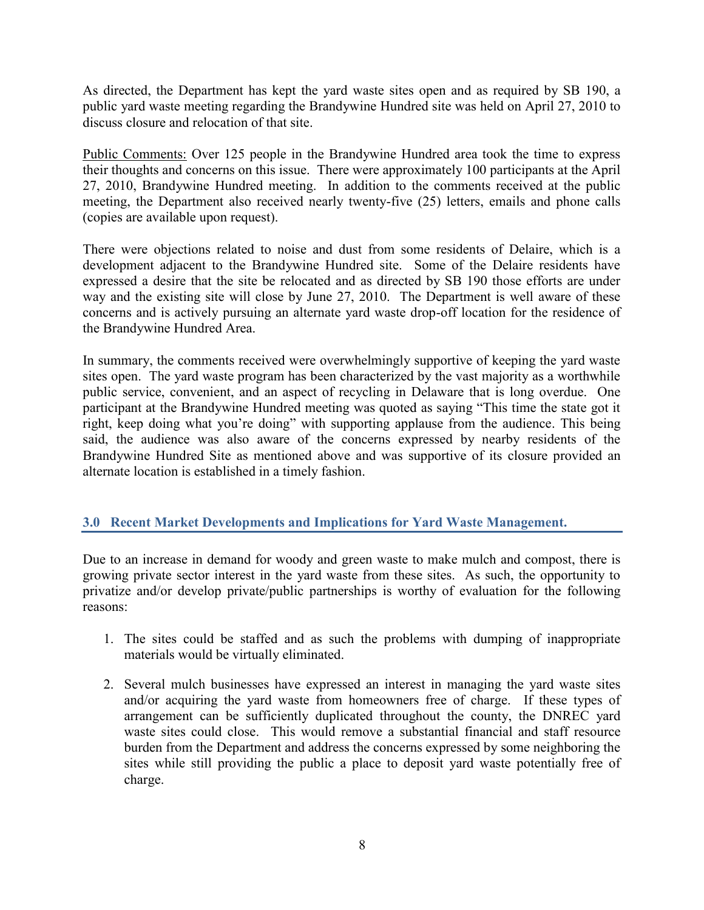As directed, the Department has kept the yard waste sites open and as required by SB 190, a public yard waste meeting regarding the Brandywine Hundred site was held on April 27, 2010 to discuss closure and relocation of that site.

Public Comments: Over 125 people in the Brandywine Hundred area took the time to express their thoughts and concerns on this issue. There were approximately 100 participants at the April 27, 2010, Brandywine Hundred meeting. In addition to the comments received at the public meeting, the Department also received nearly twenty-five (25) letters, emails and phone calls (copies are available upon request).

There were objections related to noise and dust from some residents of Delaire, which is a development adjacent to the Brandywine Hundred site. Some of the Delaire residents have expressed a desire that the site be relocated and as directed by SB 190 those efforts are under way and the existing site will close by June 27, 2010. The Department is well aware of these concerns and is actively pursuing an alternate yard waste drop-off location for the residence of the Brandywine Hundred Area.

In summary, the comments received were overwhelmingly supportive of keeping the yard waste sites open. The yard waste program has been characterized by the vast majority as a worthwhile public service, convenient, and an aspect of recycling in Delaware that is long overdue. One participant at the Brandywine Hundred meeting was quoted as saying "This time the state got it right, keep doing what you're doing" with supporting applause from the audience. This being said, the audience was also aware of the concerns expressed by nearby residents of the Brandywine Hundred Site as mentioned above and was supportive of its closure provided an alternate location is established in a timely fashion.

## 3.0 Recent Market Developments and Implications for Yard Waste Management.

Due to an increase in demand for woody and green waste to make mulch and compost, there is growing private sector interest in the yard waste from these sites. As such, the opportunity to privatize and/or develop private/public partnerships is worthy of evaluation for the following reasons:

1. The sites could be staffed and as such the problems with dumping of inappropriate materials would be virtually eliminated.
2. Several mulch businesses have expressed an interest in managing the yard waste sites and/or acquiring the yard waste from homeowners free of charge. If these types of arrangement can be sufficiently duplicated throughout the county, the DNREC yard waste sites could close. This would remove a substantial financial and staff resource burden from the Department and address the concerns expressed by some neighboring the sites while still providing the public a place to deposit yard waste potentially free of charge.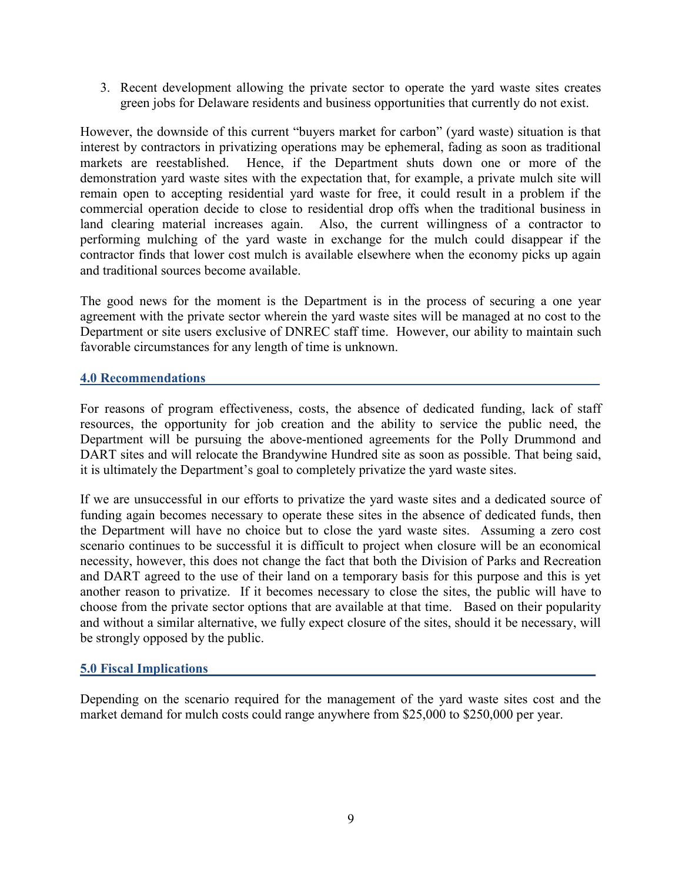3. Recent development allowing the private sector to operate the yard waste sites creates green jobs for Delaware residents and business opportunities that currently do not exist.

However, the downside of this current "buyers market for carbon" (yard waste) situation is that interest by contractors in privatizing operations may be ephemeral, fading as soon as traditional markets are reestablished. Hence, if the Department shuts down one or more of the demonstration yard waste sites with the expectation that, for example, a private mulch site will remain open to accepting residential yard waste for free, it could result in a problem if the commercial operation decide to close to residential drop offs when the traditional business in land clearing material increases again. Also, the current willingness of a contractor to performing mulching of the yard waste in exchange for the mulch could disappear if the contractor finds that lower cost mulch is available elsewhere when the economy picks up again and traditional sources become available.

The good news for the moment is the Department is in the process of securing a one year agreement with the private sector wherein the yard waste sites will be managed at no cost to the Department or site users exclusive of DNREC staff time. However, our ability to maintain such favorable circumstances for any length of time is unknown.

## 4.0 Recommendations

For reasons of program effectiveness, costs, the absence of dedicated funding, lack of staff resources, the opportunity for job creation and the ability to service the public need, the Department will be pursuing the above-mentioned agreements for the Polly Drummond and DART sites and will relocate the Brandywine Hundred site as soon as possible. That being said, it is ultimately the Department's goal to completely privatize the yard waste sites.

If we are unsuccessful in our efforts to privatize the yard waste sites and a dedicated source of funding again becomes necessary to operate these sites in the absence of dedicated funds, then the Department will have no choice but to close the yard waste sites. Assuming a zero cost scenario continues to be successful it is difficult to project when closure will be an economical necessity, however, this does not change the fact that both the Division of Parks and Recreation and DART agreed to the use of their land on a temporary basis for this purpose and this is yet another reason to privatize. If it becomes necessary to close the sites, the public will have to choose from the private sector options that are available at that time. Based on their popularity and without a similar alternative, we fully expect closure of the sites, should it be necessary, will be strongly opposed by the public.

## 5.0 Fiscal Implications

Depending on the scenario required for the management of the yard waste sites cost and the market demand for mulch costs could range anywhere from \$25,000 to \$250,000 per year.